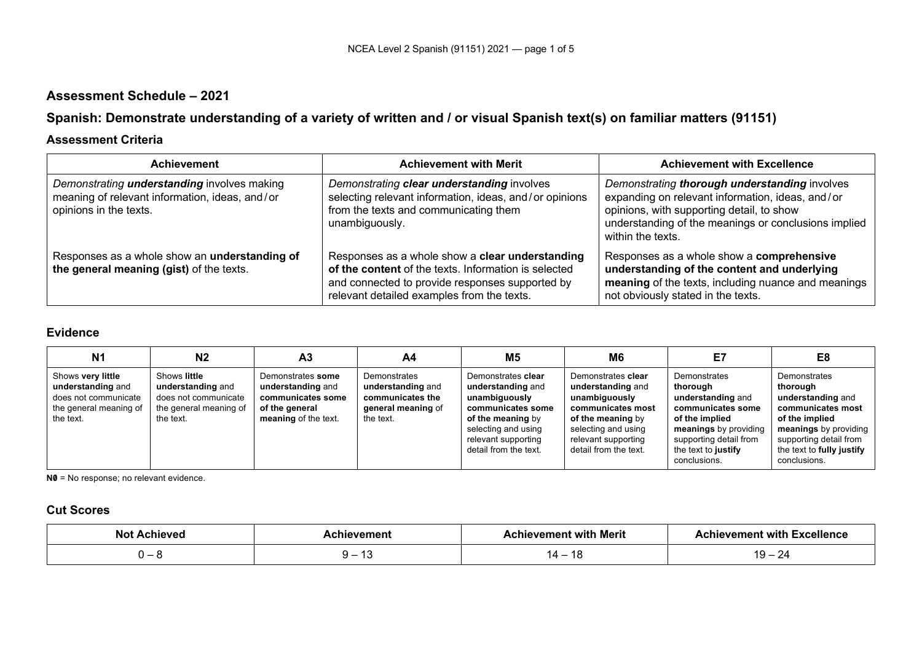## Assessment Schedule – 2021

## Spanish: Demonstrate understanding of a variety of written and / or visual Spanish text(s) on familiar matters (91151)

### Assessment Criteria

| Achievement | Achievement with Merit | Achievement with Excellence |
|---|---|---|
| *Demonstrating **understanding** involves making meaning of relevant information, ideas, and / or opinions in the texts.* | *Demonstrating **clear understanding** involves selecting relevant information, ideas, and / or opinions from the texts and communicating them unambiguously.* | *Demonstrating **thorough understanding** involves expanding on relevant information, ideas, and / or opinions, with supporting detail, to show understanding of the meanings or conclusions implied within the texts.* |
| Responses as a whole show an **understanding of the general meaning (gist)** of the texts. | Responses as a whole show a **clear understanding of the content** of the texts. Information is selected and connected to provide responses supported by relevant detailed examples from the texts. | Responses as a whole show a **comprehensive understanding of the content and underlying meaning** of the texts, including nuance and meanings not obviously stated in the texts. |

### Evidence

| N1 | N2 | A3 | A4 | M5 | M6 | E7 | E8 |
|---|---|---|---|---|---|---|---|
| Shows **very little understanding** and does not communicate the general meaning of the text. | Shows **little understanding** and does not communicate the general meaning of the text. | Demonstrates **some understanding** and **communicates some of the general meaning** of the text. | Demonstrates **understanding** and **communicates the general meaning** of the text. | Demonstrates **clear understanding** and **unambiguously communicates some of the meaning** by selecting and using relevant supporting detail from the text. | Demonstrates **clear understanding** and **unambiguously communicates most of the meaning** by selecting and using relevant supporting detail from the text. | Demonstrates **thorough understanding** and **communicates some of the implied meanings** by providing supporting detail from the text to **justify** conclusions. | Demonstrates **thorough understanding** and **communicates most of the implied meanings** by providing supporting detail from the text to **fully justify** conclusions. |

**N0** = No response; no relevant evidence.

### Cut Scores

| Not Achieved | Achievement | Achievement with Merit | Achievement with Excellence |
|---|---|---|---|
| 0 – 8 | 9 – 13 | 14 – 18 | 19 – 24 |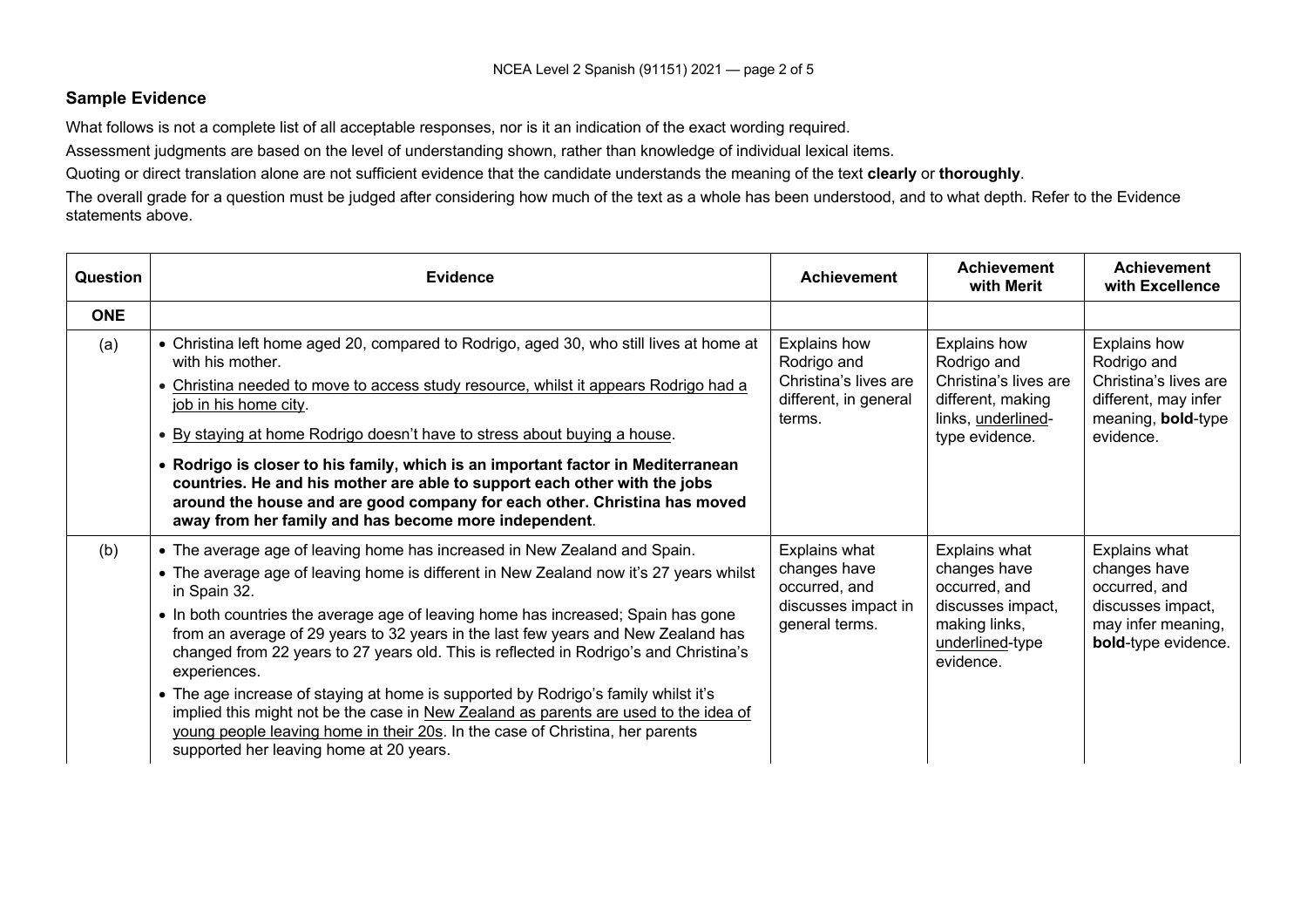## Sample Evidence

What follows is not a complete list of all acceptable responses, nor is it an indication of the exact wording required.

Assessment judgments are based on the level of understanding shown, rather than knowledge of individual lexical items.

Quoting or direct translation alone are not sufficient evidence that the candidate understands the meaning of the text **clearly** or **thoroughly**.

The overall grade for a question must be judged after considering how much of the text as a whole has been understood, and to what depth. Refer to the Evidence statements above.

| Question | Evidence | Achievement | Achievement with Merit | Achievement with Excellence |
|---|---|---|---|---|
| **ONE** | | | | |
| (a) | • Christina left home aged 20, compared to Rodrigo, aged 30, who still lives at home at with his mother.<br>• <u>Christina needed to move to access study resource, whilst it appears Rodrigo had a job in his home city</u>.<br>• <u>By staying at home Rodrigo doesn't have to stress about buying a house</u>.<br>• **Rodrigo is closer to his family, which is an important factor in Mediterranean countries. He and his mother are able to support each other with the jobs around the house and are good company for each other. Christina has moved away from her family and has become more independent**. | Explains how Rodrigo and Christina's lives are different, in general terms. | Explains how Rodrigo and Christina's lives are different, making links, <u>underlined</u>-type evidence. | Explains how Rodrigo and Christina's lives are different, may infer meaning, **bold**-type evidence. |
| (b) | • The average age of leaving home has increased in New Zealand and Spain.<br>• The average age of leaving home is different in New Zealand now it's 27 years whilst in Spain 32.<br>• In both countries the average age of leaving home has increased; Spain has gone from an average of 29 years to 32 years in the last few years and New Zealand has changed from 22 years to 27 years old. This is reflected in Rodrigo's and Christina's experiences.<br>• The age increase of staying at home is supported by Rodrigo's family whilst it's implied this might not be the case in <u>New Zealand as parents are used to the idea of young people leaving home in their 20s</u>. In the case of Christina, her parents supported her leaving home at 20 years. | Explains what changes have occurred, and discusses impact in general terms. | Explains what changes have occurred, and discusses impact, making links, <u>underlined</u>-type evidence. | Explains what changes have occurred, and discusses impact, may infer meaning, **bold**-type evidence. |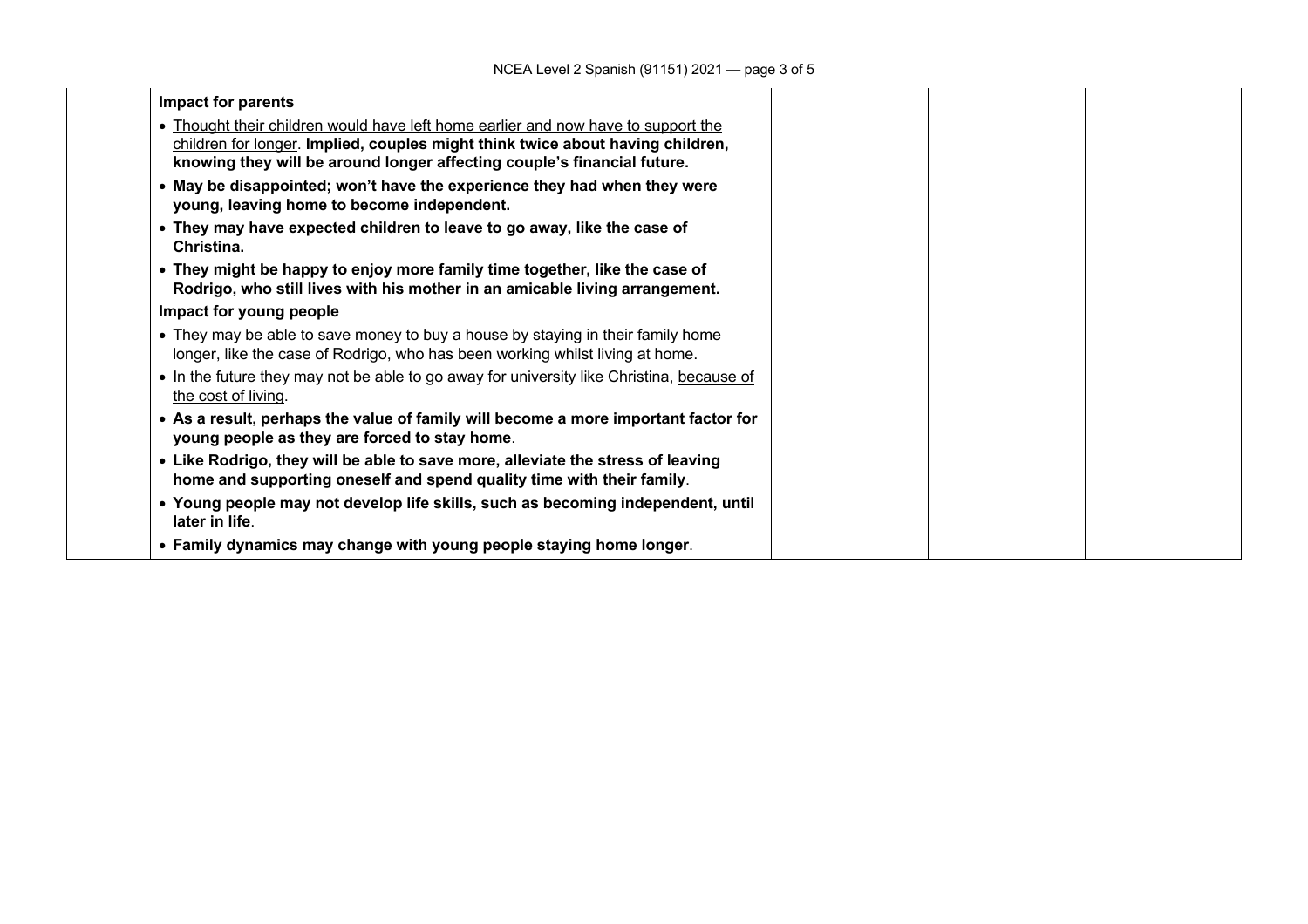| | | | | |
|---|---|---|---|---|
| | **Impact for parents**<br>• Thought their children would have left home earlier and now have to support the children for longer. **Implied, couples might think twice about having children, knowing they will be around longer affecting couple's financial future.**<br>• **May be disappointed; won't have the experience they had when they were young, leaving home to become independent.**<br>• **They may have expected children to leave to go away, like the case of Christina.**<br>• **They might be happy to enjoy more family time together, like the case of Rodrigo, who still lives with his mother in an amicable living arrangement.**<br>**Impact for young people**<br>• They may be able to save money to buy a house by staying in their family home longer, like the case of Rodrigo, who has been working whilst living at home.<br>• In the future they may not be able to go away for university like Christina, because of the cost of living.<br>• **As a result, perhaps the value of family will become a more important factor for young people as they are forced to stay home**.<br>• **Like Rodrigo, they will be able to save more, alleviate the stress of leaving home and supporting oneself and spend quality time with their family**.<br>• **Young people may not develop life skills, such as becoming independent, until later in life**.<br>• **Family dynamics may change with young people staying home longer**. | | | |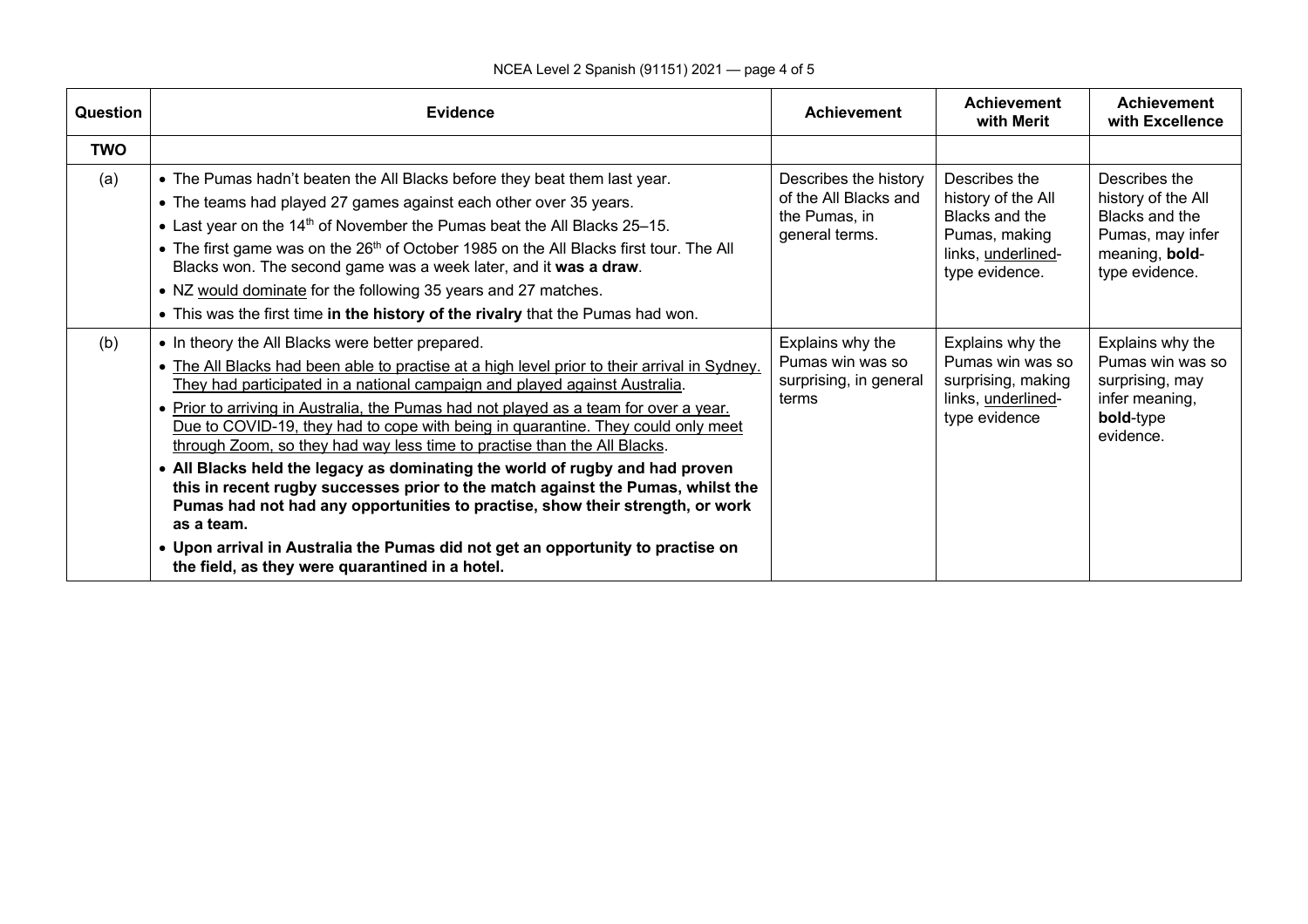| Question | Evidence | Achievement | Achievement with Merit | Achievement with Excellence |
|---|---|---|---|---|
| **TWO** | | | | |
| (a) | • The Pumas hadn't beaten the All Blacks before they beat them last year.<br>• The teams had played 27 games against each other over 35 years.<br>• Last year on the 14th of November the Pumas beat the All Blacks 25–15.<br>• The first game was on the 26th of October 1985 on the All Blacks first tour. The All Blacks won. The second game was a week later, and it **was a draw**.<br>• NZ <u>would dominate</u> for the following 35 years and 27 matches.<br>• This was the first time **in the history of the rivalry** that the Pumas had won. | Describes the history of the All Blacks and the Pumas, in general terms. | Describes the history of the All Blacks and the Pumas, making links, <u>underlined</u>-type evidence. | Describes the history of the All Blacks and the Pumas, may infer meaning, **bold**-type evidence. |
| (b) | • In theory the All Blacks were better prepared.<br>• <u>The All Blacks had been able to practise at a high level prior to their arrival in Sydney. They had participated in a national campaign and played against Australia</u>.<br>• <u>Prior to arriving in Australia, the Pumas had not played as a team for over a year. Due to COVID-19, they had to cope with being in quarantine. They could only meet through Zoom, so they had way less time to practise than the All Blacks</u>.<br>• **All Blacks held the legacy as dominating the world of rugby and had proven this in recent rugby successes prior to the match against the Pumas, whilst the Pumas had not had any opportunities to practise, show their strength, or work as a team.**<br>• **Upon arrival in Australia the Pumas did not get an opportunity to practise on the field, as they were quarantined in a hotel.** | Explains why the Pumas win was so surprising, in general terms | Explains why the Pumas win was so surprising, making links, <u>underlined</u>-type evidence | Explains why the Pumas win was so surprising, may infer meaning, **bold**-type evidence. |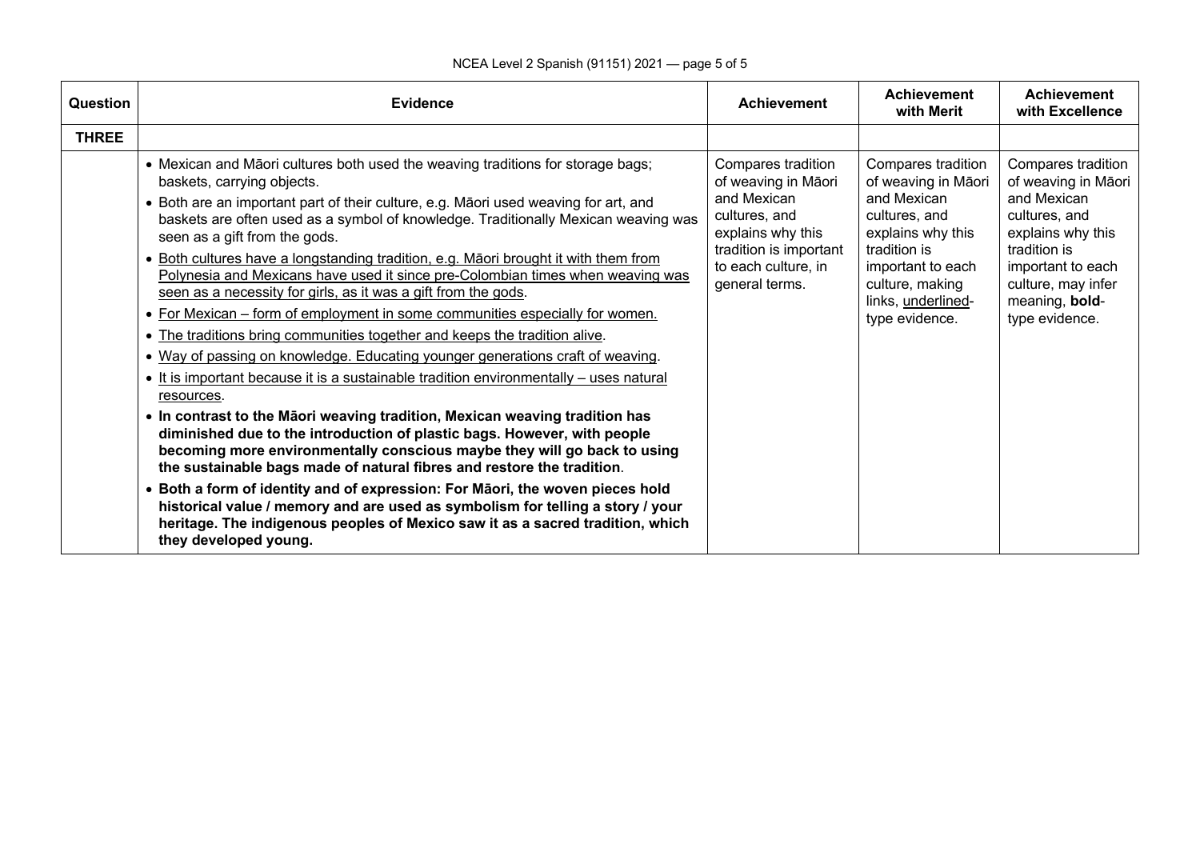| Question | Evidence | Achievement | Achievement with Merit | Achievement with Excellence |
|---|---|---|---|---|
| **THREE** | | | | |
| | • Mexican and Māori cultures both used the weaving traditions for storage bags; baskets, carrying objects.<br>• Both are an important part of their culture, e.g. Māori used weaving for art, and baskets are often used as a symbol of knowledge. Traditionally Mexican weaving was seen as a gift from the gods.<br>• <u>Both cultures have a longstanding tradition, e.g. Māori brought it with them from Polynesia and Mexicans have used it since pre-Colombian times when weaving was seen as a necessity for girls, as it was a gift from the gods</u>.<br>• <u>For Mexican – form of employment in some communities especially for women.</u><br>• <u>The traditions bring communities together and keeps the tradition alive</u>.<br>• <u>Way of passing on knowledge. Educating younger generations craft of weaving</u>.<br>• <u>It is important because it is a sustainable tradition environmentally – uses natural resources</u>.<br>• **In contrast to the Māori weaving tradition, Mexican weaving tradition has diminished due to the introduction of plastic bags. However, with people becoming more environmentally conscious maybe they will go back to using the sustainable bags made of natural fibres and restore the tradition**.<br>• **Both a form of identity and of expression: For Māori, the woven pieces hold historical value / memory and are used as symbolism for telling a story / your heritage. The indigenous peoples of Mexico saw it as a sacred tradition, which they developed young.** | Compares tradition of weaving in Māori and Mexican cultures, and explains why this tradition is important to each culture, in general terms. | Compares tradition of weaving in Māori and Mexican cultures, and explains why this tradition is important to each culture, making links, <u>underlined</u>-type evidence. | Compares tradition of weaving in Māori and Mexican cultures, and explains why this tradition is important to each culture, may infer meaning, **bold**-type evidence. |